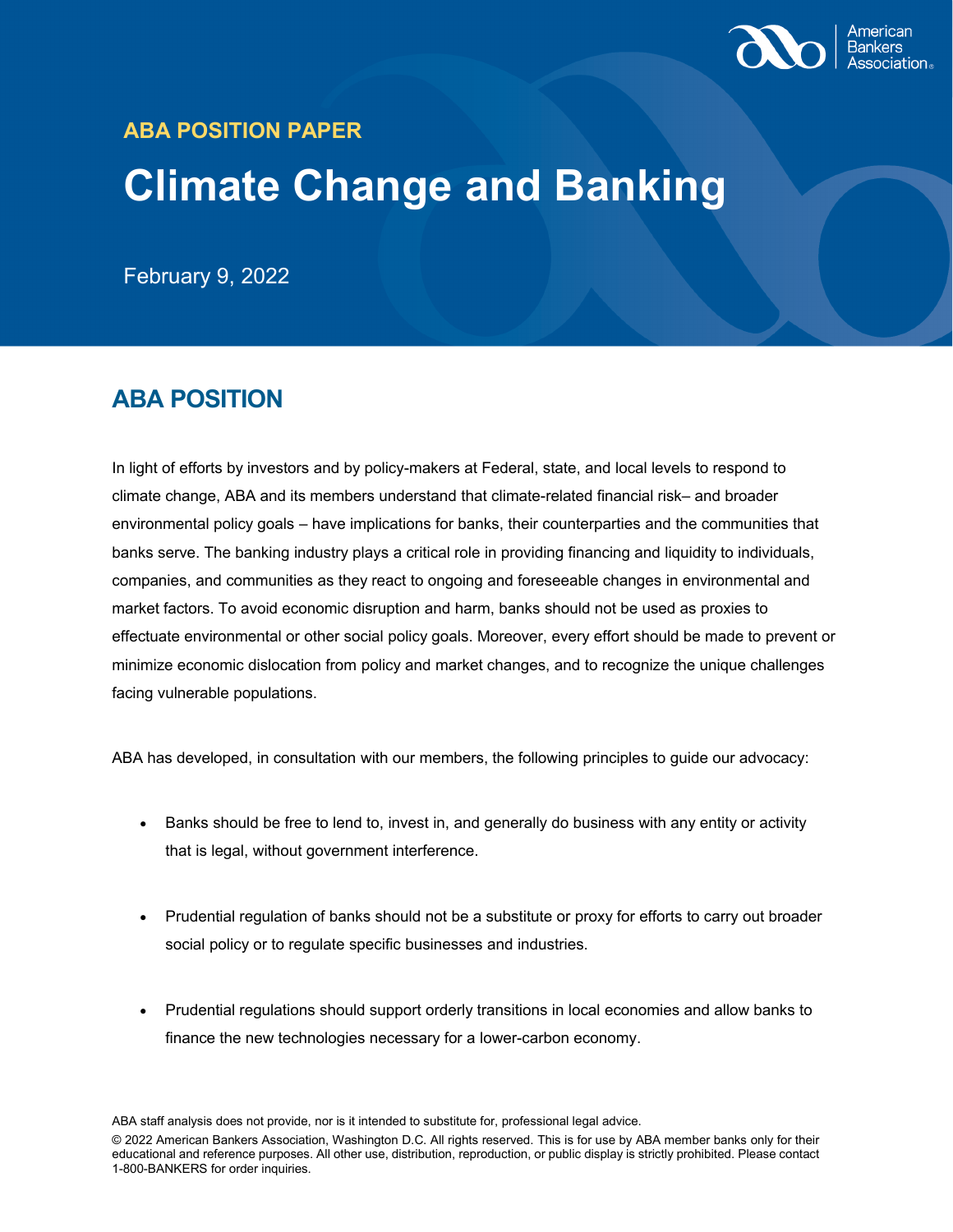ABA POSITION PAPER

# Climate Change and Banking

February 9, 2022

## ABA POSITION

In light of efforts by investors and by policy-makers at Federal, state, and local levels to respond to climate change, ABA and its members understand that climate-related financial risk– and broader environmental policy goals – have implications for banks, their counterparties and the communities that banks serve. The banking industry plays a critical role in providing financing and liquidity to individuals, companies, and communities as they react to ongoing and foreseeable changes in environmental and market factors. To avoid economic disruption and harm, banks should not be used as proxies to effectuate environmental or other social policy goals. Moreover, every effort should be made to prevent or minimize economic dislocation from policy and market changes, and to recognize the unique challenges facing vulnerable populations.

ABA has developed, in consultation with our members, the following principles to guide our advocacy:

- Banks should be free to lend to, invest in, and generally do business with any entity or activity that is legal, without government interference.
- Prudential regulation of banks should not be a substitute or proxy for efforts to carry out broader social policy or to regulate specific businesses and industries.
- Prudential regulations should support orderly transitions in local economies and allow banks to finance the new technologies necessary for a lower-carbon economy.

ABA staff analysis does not provide, nor is it intended to substitute for, professional legal advice.

© 2022 American Bankers Association, Washington D.C. All rights reserved. This is for use by ABA member banks only for their educational and reference purposes. All other use, distribution, reproduction, or public display is strictly prohibited. Please contact 1-800-BANKERS for order inquiries.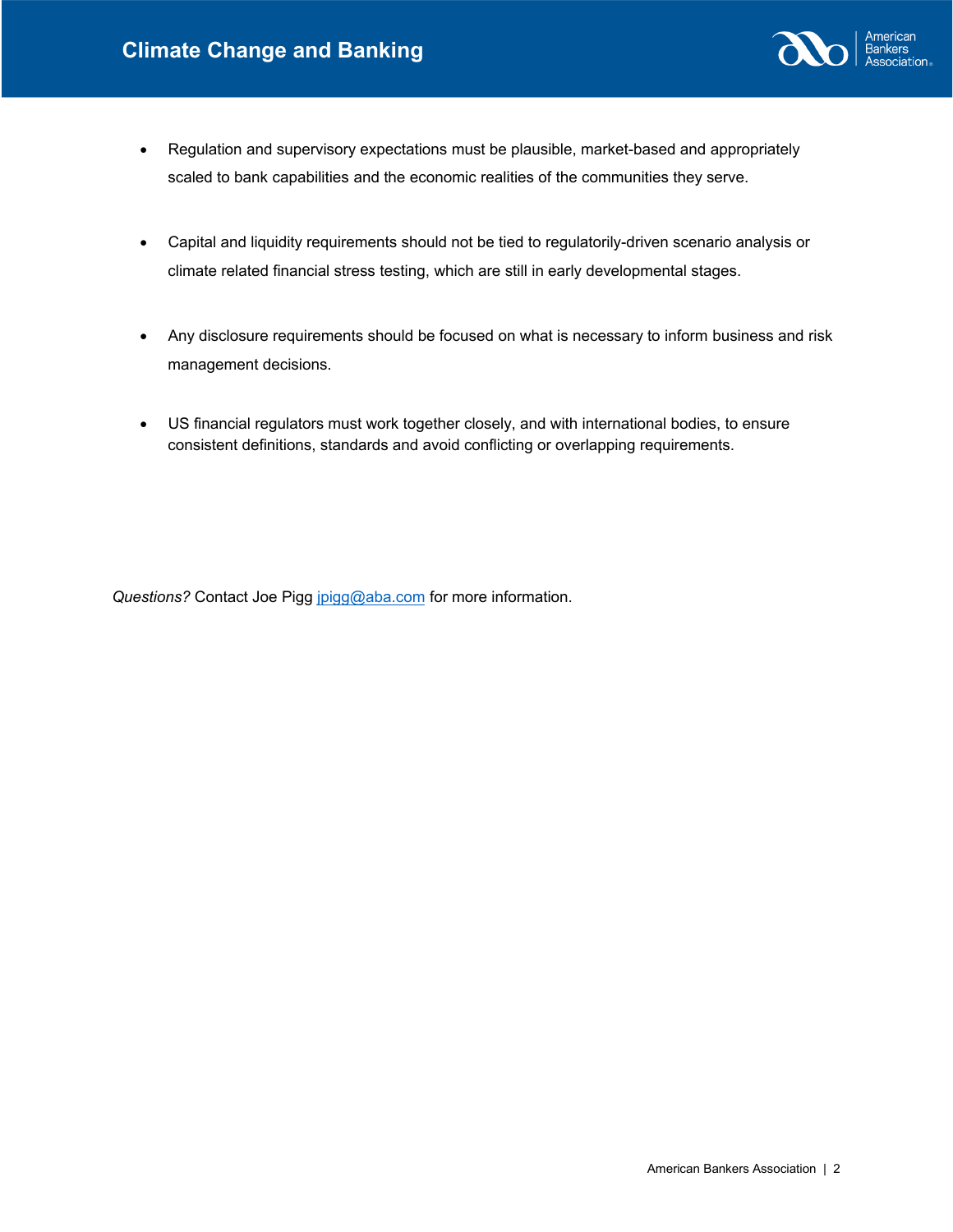- Regulation and supervisory expectations must be plausible, market-based and appropriately scaled to bank capabilities and the economic realities of the communities they serve.

- Capital and liquidity requirements should not be tied to regulatorily-driven scenario analysis or climate related financial stress testing, which are still in early developmental stages.

- Any disclosure requirements should be focused on what is necessary to inform business and risk management decisions.

- US financial regulators must work together closely, and with international bodies, to ensure consistent definitions, standards and avoid conflicting or overlapping requirements.

*Questions?* Contact Joe Pigg [jpigg@aba.com](mailto:jpigg@aba.com) for more information.